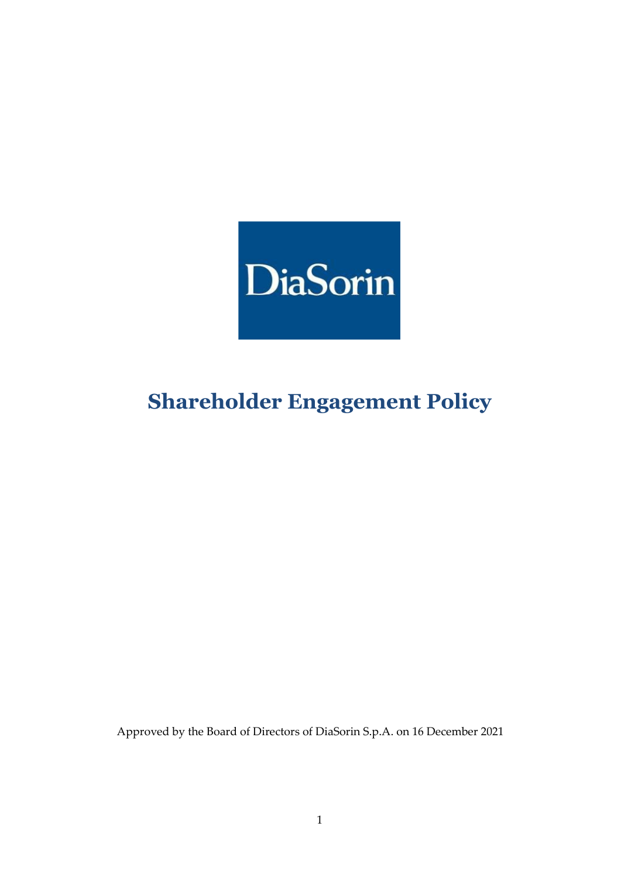DiaSorin

# Shareholder Engagement Policy

Approved by the Board of Directors of DiaSorin S.p.A. on 16 December 2021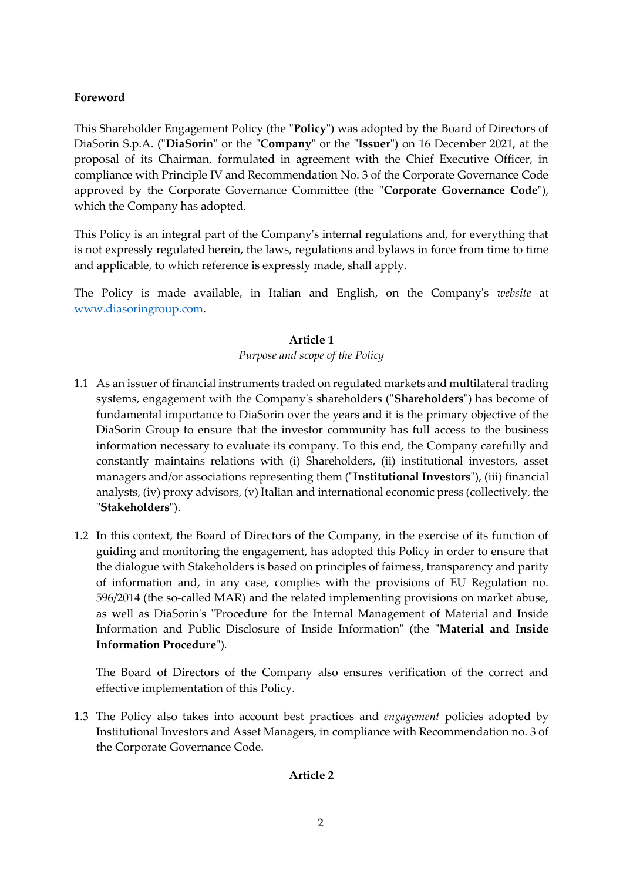**Foreword**

This Shareholder Engagement Policy (the "**Policy**") was adopted by the Board of Directors of DiaSorin S.p.A. ("**DiaSorin**" or the "**Company**" or the "**Issuer**") on 16 December 2021, at the proposal of its Chairman, formulated in agreement with the Chief Executive Officer, in compliance with Principle IV and Recommendation No. 3 of the Corporate Governance Code approved by the Corporate Governance Committee (the "**Corporate Governance Code**"), which the Company has adopted.

This Policy is an integral part of the Company's internal regulations and, for everything that is not expressly regulated herein, the laws, regulations and bylaws in force from time to time and applicable, to which reference is expressly made, shall apply.

The Policy is made available, in Italian and English, on the Company's *website* at www.diasoringroup.com.

## Article 1

*Purpose and scope of the Policy*

1.1 As an issuer of financial instruments traded on regulated markets and multilateral trading systems, engagement with the Company's shareholders ("**Shareholders**") has become of fundamental importance to DiaSorin over the years and it is the primary objective of the DiaSorin Group to ensure that the investor community has full access to the business information necessary to evaluate its company. To this end, the Company carefully and constantly maintains relations with (i) Shareholders, (ii) institutional investors, asset managers and/or associations representing them ("**Institutional Investors**"), (iii) financial analysts, (iv) proxy advisors, (v) Italian and international economic press (collectively, the "**Stakeholders**").

1.2 In this context, the Board of Directors of the Company, in the exercise of its function of guiding and monitoring the engagement, has adopted this Policy in order to ensure that the dialogue with Stakeholders is based on principles of fairness, transparency and parity of information and, in any case, complies with the provisions of EU Regulation no. 596/2014 (the so-called MAR) and the related implementing provisions on market abuse, as well as DiaSorin's "Procedure for the Internal Management of Material and Inside Information and Public Disclosure of Inside Information" (the "**Material and Inside Information Procedure**").

   The Board of Directors of the Company also ensures verification of the correct and effective implementation of this Policy.

1.3 The Policy also takes into account best practices and *engagement* policies adopted by Institutional Investors and Asset Managers, in compliance with Recommendation no. 3 of the Corporate Governance Code.

## Article 2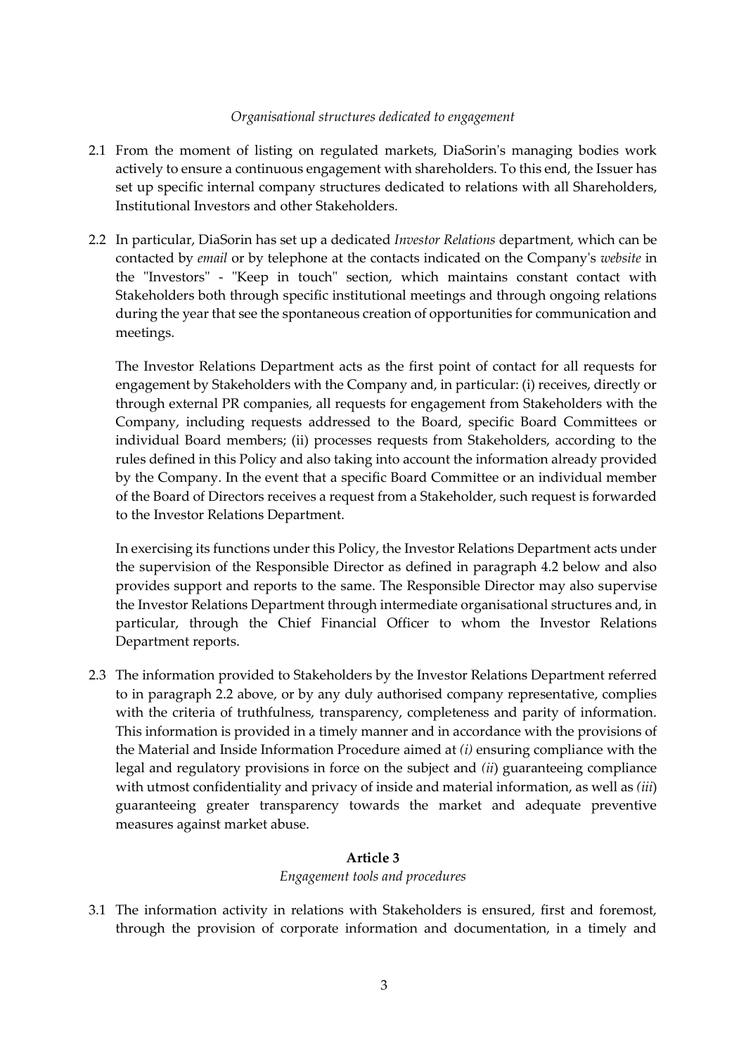*Organisational structures dedicated to engagement*

2.1 From the moment of listing on regulated markets, DiaSorin's managing bodies work actively to ensure a continuous engagement with shareholders. To this end, the Issuer has set up specific internal company structures dedicated to relations with all Shareholders, Institutional Investors and other Stakeholders.

2.2 In particular, DiaSorin has set up a dedicated *Investor Relations* department, which can be contacted by *email* or by telephone at the contacts indicated on the Company's *website* in the "Investors" - "Keep in touch" section, which maintains constant contact with Stakeholders both through specific institutional meetings and through ongoing relations during the year that see the spontaneous creation of opportunities for communication and meetings.

The Investor Relations Department acts as the first point of contact for all requests for engagement by Stakeholders with the Company and, in particular: (i) receives, directly or through external PR companies, all requests for engagement from Stakeholders with the Company, including requests addressed to the Board, specific Board Committees or individual Board members; (ii) processes requests from Stakeholders, according to the rules defined in this Policy and also taking into account the information already provided by the Company. In the event that a specific Board Committee or an individual member of the Board of Directors receives a request from a Stakeholder, such request is forwarded to the Investor Relations Department.

In exercising its functions under this Policy, the Investor Relations Department acts under the supervision of the Responsible Director as defined in paragraph 4.2 below and also provides support and reports to the same. The Responsible Director may also supervise the Investor Relations Department through intermediate organisational structures and, in particular, through the Chief Financial Officer to whom the Investor Relations Department reports.

2.3 The information provided to Stakeholders by the Investor Relations Department referred to in paragraph 2.2 above, or by any duly authorised company representative, complies with the criteria of truthfulness, transparency, completeness and parity of information. This information is provided in a timely manner and in accordance with the provisions of the Material and Inside Information Procedure aimed at *(i)* ensuring compliance with the legal and regulatory provisions in force on the subject and *(ii)* guaranteeing compliance with utmost confidentiality and privacy of inside and material information, as well as *(iii)* guaranteeing greater transparency towards the market and adequate preventive measures against market abuse.

## Article 3

*Engagement tools and procedures*

3.1 The information activity in relations with Stakeholders is ensured, first and foremost, through the provision of corporate information and documentation, in a timely and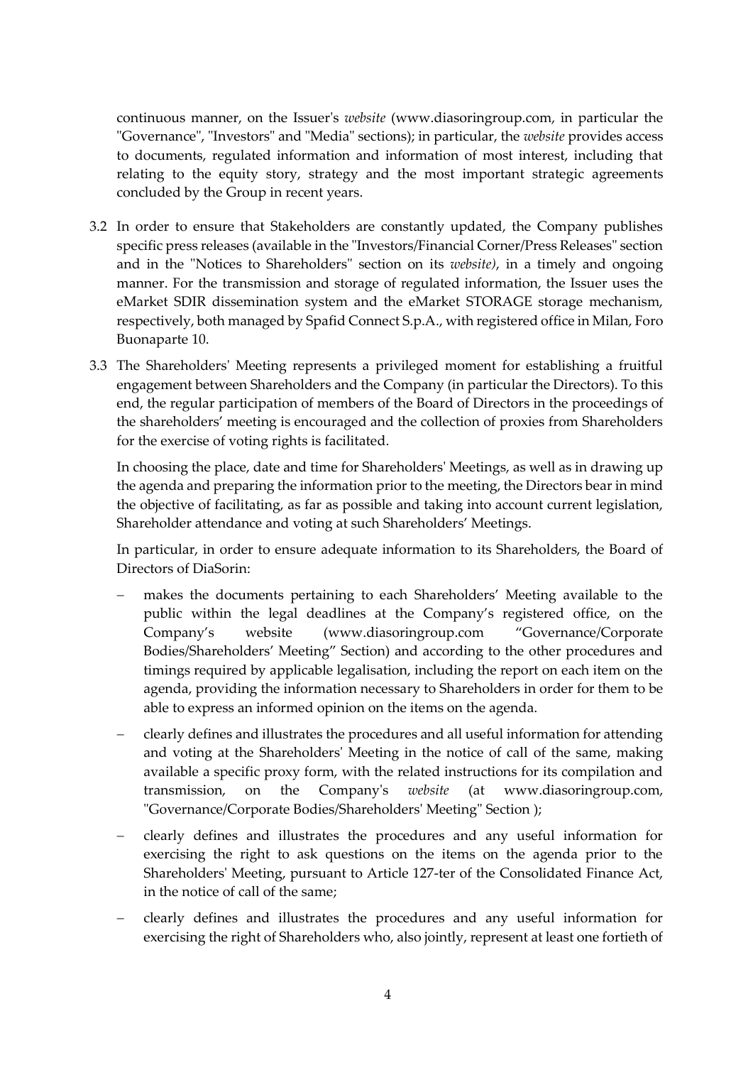continuous manner, on the Issuer's *website* (www.diasoringroup.com, in particular the "Governance", "Investors" and "Media" sections); in particular, the *website* provides access to documents, regulated information and information of most interest, including that relating to the equity story, strategy and the most important strategic agreements concluded by the Group in recent years.

3.2 In order to ensure that Stakeholders are constantly updated, the Company publishes specific press releases (available in the "Investors/Financial Corner/Press Releases" section and in the "Notices to Shareholders" section on its *website)*, in a timely and ongoing manner. For the transmission and storage of regulated information, the Issuer uses the eMarket SDIR dissemination system and the eMarket STORAGE storage mechanism, respectively, both managed by Spafid Connect S.p.A., with registered office in Milan, Foro Buonaparte 10.

3.3 The Shareholders' Meeting represents a privileged moment for establishing a fruitful engagement between Shareholders and the Company (in particular the Directors). To this end, the regular participation of members of the Board of Directors in the proceedings of the shareholders' meeting is encouraged and the collection of proxies from Shareholders for the exercise of voting rights is facilitated.

In choosing the place, date and time for Shareholders' Meetings, as well as in drawing up the agenda and preparing the information prior to the meeting, the Directors bear in mind the objective of facilitating, as far as possible and taking into account current legislation, Shareholder attendance and voting at such Shareholders' Meetings.

In particular, in order to ensure adequate information to its Shareholders, the Board of Directors of DiaSorin:

- makes the documents pertaining to each Shareholders' Meeting available to the public within the legal deadlines at the Company's registered office, on the Company's website (www.diasoringroup.com "Governance/Corporate Bodies/Shareholders' Meeting" Section) and according to the other procedures and timings required by applicable legalisation, including the report on each item on the agenda, providing the information necessary to Shareholders in order for them to be able to express an informed opinion on the items on the agenda.
- clearly defines and illustrates the procedures and all useful information for attending and voting at the Shareholders' Meeting in the notice of call of the same, making available a specific proxy form, with the related instructions for its compilation and transmission, on the Company's *website* (at www.diasoringroup.com, "Governance/Corporate Bodies/Shareholders' Meeting" Section );
- clearly defines and illustrates the procedures and any useful information for exercising the right to ask questions on the items on the agenda prior to the Shareholders' Meeting, pursuant to Article 127-ter of the Consolidated Finance Act, in the notice of call of the same;
- clearly defines and illustrates the procedures and any useful information for exercising the right of Shareholders who, also jointly, represent at least one fortieth of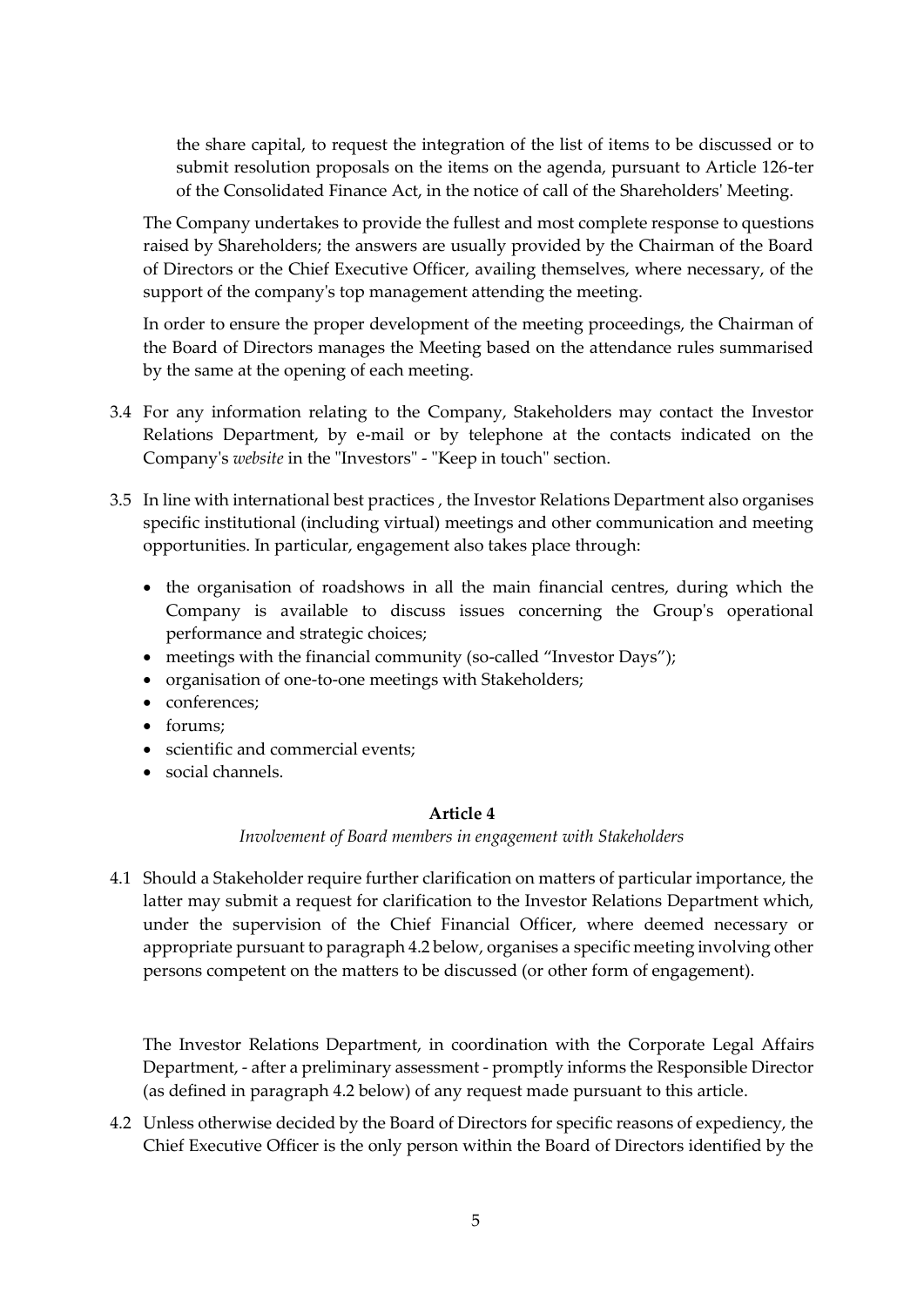the share capital, to request the integration of the list of items to be discussed or to submit resolution proposals on the items on the agenda, pursuant to Article 126-ter of the Consolidated Finance Act, in the notice of call of the Shareholders' Meeting.

The Company undertakes to provide the fullest and most complete response to questions raised by Shareholders; the answers are usually provided by the Chairman of the Board of Directors or the Chief Executive Officer, availing themselves, where necessary, of the support of the company's top management attending the meeting.

In order to ensure the proper development of the meeting proceedings, the Chairman of the Board of Directors manages the Meeting based on the attendance rules summarised by the same at the opening of each meeting.

3.4 For any information relating to the Company, Stakeholders may contact the Investor Relations Department, by e-mail or by telephone at the contacts indicated on the Company's *website* in the "Investors" - "Keep in touch" section.

3.5 In line with international best practices , the Investor Relations Department also organises specific institutional (including virtual) meetings and other communication and meeting opportunities. In particular, engagement also takes place through:

- the organisation of roadshows in all the main financial centres, during which the Company is available to discuss issues concerning the Group's operational performance and strategic choices;
- meetings with the financial community (so-called "Investor Days");
- organisation of one-to-one meetings with Stakeholders;
- conferences;
- forums;
- scientific and commercial events;
- social channels.

**Article 4**

*Involvement of Board members in engagement with Stakeholders*

4.1 Should a Stakeholder require further clarification on matters of particular importance, the latter may submit a request for clarification to the Investor Relations Department which, under the supervision of the Chief Financial Officer, where deemed necessary or appropriate pursuant to paragraph 4.2 below, organises a specific meeting involving other persons competent on the matters to be discussed (or other form of engagement).

The Investor Relations Department, in coordination with the Corporate Legal Affairs Department, - after a preliminary assessment - promptly informs the Responsible Director (as defined in paragraph 4.2 below) of any request made pursuant to this article.

4.2 Unless otherwise decided by the Board of Directors for specific reasons of expediency, the Chief Executive Officer is the only person within the Board of Directors identified by the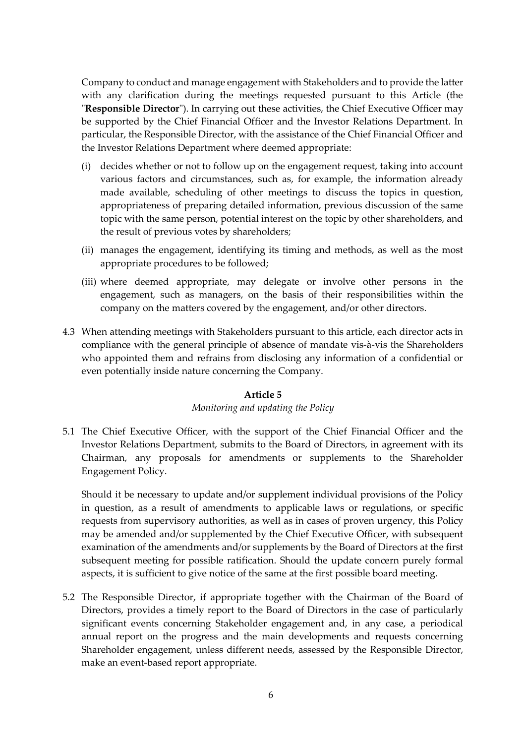Company to conduct and manage engagement with Stakeholders and to provide the latter with any clarification during the meetings requested pursuant to this Article (the "**Responsible Director**"). In carrying out these activities, the Chief Executive Officer may be supported by the Chief Financial Officer and the Investor Relations Department. In particular, the Responsible Director, with the assistance of the Chief Financial Officer and the Investor Relations Department where deemed appropriate:

(i) decides whether or not to follow up on the engagement request, taking into account various factors and circumstances, such as, for example, the information already made available, scheduling of other meetings to discuss the topics in question, appropriateness of preparing detailed information, previous discussion of the same topic with the same person, potential interest on the topic by other shareholders, and the result of previous votes by shareholders;

(ii) manages the engagement, identifying its timing and methods, as well as the most appropriate procedures to be followed;

(iii) where deemed appropriate, may delegate or involve other persons in the engagement, such as managers, on the basis of their responsibilities within the company on the matters covered by the engagement, and/or other directors.

4.3 When attending meetings with Stakeholders pursuant to this article, each director acts in compliance with the general principle of absence of mandate vis-à-vis the Shareholders who appointed them and refrains from disclosing any information of a confidential or even potentially inside nature concerning the Company.

**Article 5**

*Monitoring and updating the Policy*

5.1 The Chief Executive Officer, with the support of the Chief Financial Officer and the Investor Relations Department, submits to the Board of Directors, in agreement with its Chairman, any proposals for amendments or supplements to the Shareholder Engagement Policy.

Should it be necessary to update and/or supplement individual provisions of the Policy in question, as a result of amendments to applicable laws or regulations, or specific requests from supervisory authorities, as well as in cases of proven urgency, this Policy may be amended and/or supplemented by the Chief Executive Officer, with subsequent examination of the amendments and/or supplements by the Board of Directors at the first subsequent meeting for possible ratification. Should the update concern purely formal aspects, it is sufficient to give notice of the same at the first possible board meeting.

5.2 The Responsible Director, if appropriate together with the Chairman of the Board of Directors, provides a timely report to the Board of Directors in the case of particularly significant events concerning Stakeholder engagement and, in any case, a periodical annual report on the progress and the main developments and requests concerning Shareholder engagement, unless different needs, assessed by the Responsible Director, make an event-based report appropriate.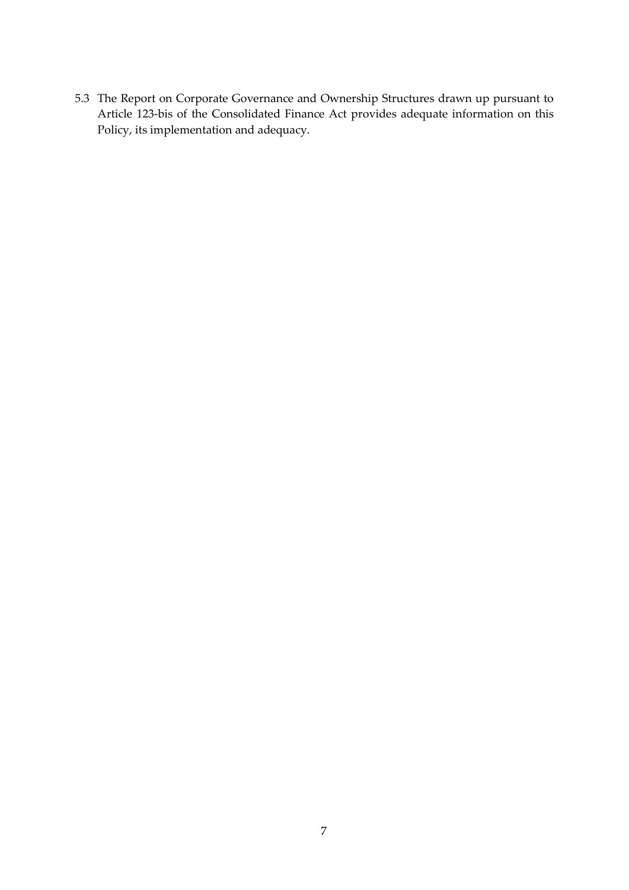5.3 The Report on Corporate Governance and Ownership Structures drawn up pursuant to Article 123-bis of the Consolidated Finance Act provides adequate information on this Policy, its implementation and adequacy.